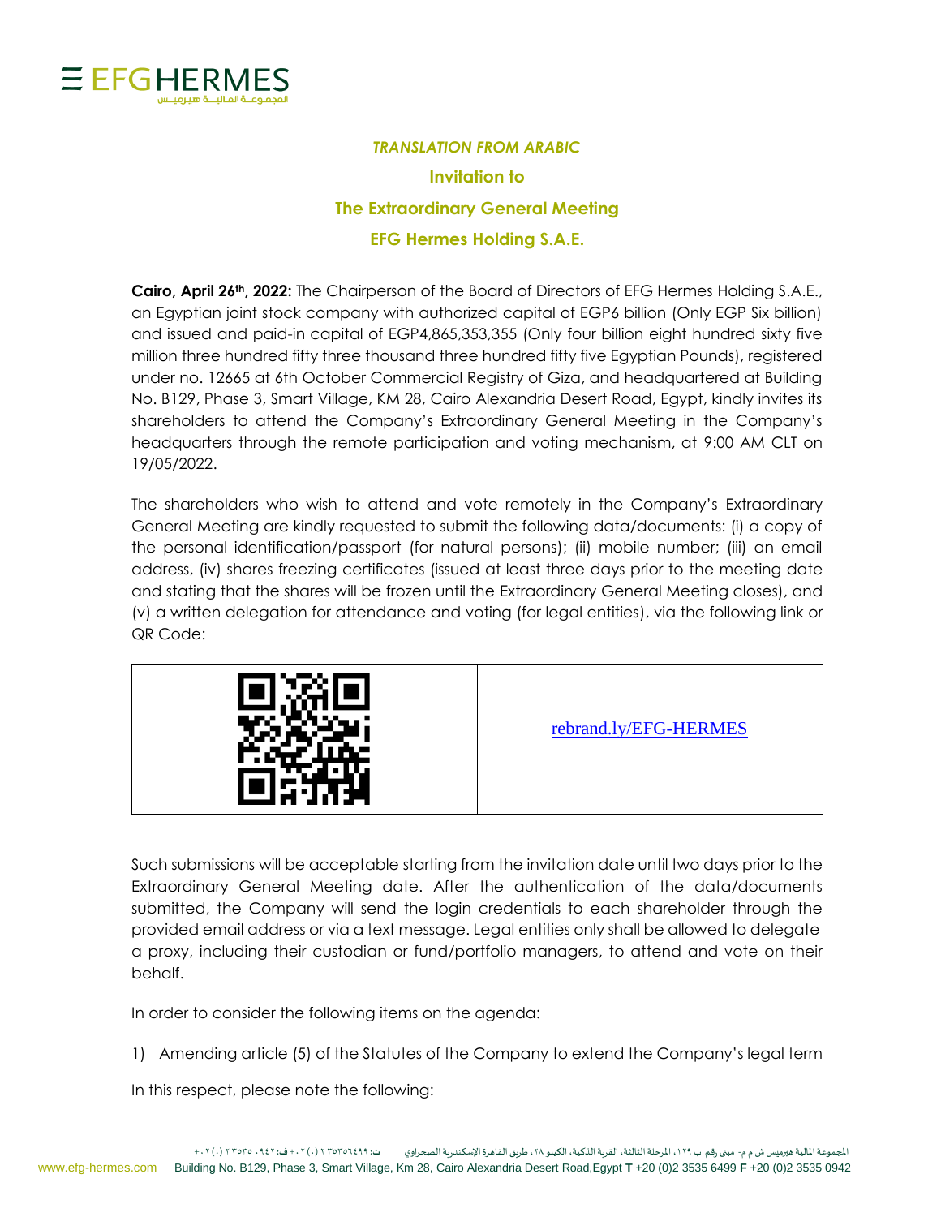*TRANSLATION FROM ARABIC*

**Invitation to**

**The Extraordinary General Meeting**

**EFG Hermes Holding S.A.E.**

**Cairo, April 26th, 2022:** The Chairperson of the Board of Directors of EFG Hermes Holding S.A.E., an Egyptian joint stock company with authorized capital of EGP6 billion (Only EGP Six billion) and issued and paid-in capital of EGP4,865,353,355 (Only four billion eight hundred sixty five million three hundred fifty three thousand three hundred fifty five Egyptian Pounds), registered under no. 12665 at 6th October Commercial Registry of Giza, and headquartered at Building No. B129, Phase 3, Smart Village, KM 28, Cairo Alexandria Desert Road, Egypt, kindly invites its shareholders to attend the Company's Extraordinary General Meeting in the Company's headquarters through the remote participation and voting mechanism, at 9:00 AM CLT on 19/05/2022.

The shareholders who wish to attend and vote remotely in the Company's Extraordinary General Meeting are kindly requested to submit the following data/documents: (i) a copy of the personal identification/passport (for natural persons); (ii) mobile number; (iii) an email address, (iv) shares freezing certificates (issued at least three days prior to the meeting date and stating that the shares will be frozen until the Extraordinary General Meeting closes), and (v) a written delegation for attendance and voting (for legal entities), via the following link or QR Code:

| [QR Code] | rebrand.ly/EFG-HERMES |
|---|---|

Such submissions will be acceptable starting from the invitation date until two days prior to the Extraordinary General Meeting date. After the authentication of the data/documents submitted, the Company will send the login credentials to each shareholder through the provided email address or via a text message. Legal entities only shall be allowed to delegate a proxy, including their custodian or fund/portfolio managers, to attend and vote on their behalf.

In order to consider the following items on the agenda:

1) Amending article (5) of the Statutes of the Company to extend the Company's legal term

In this respect, please note the following: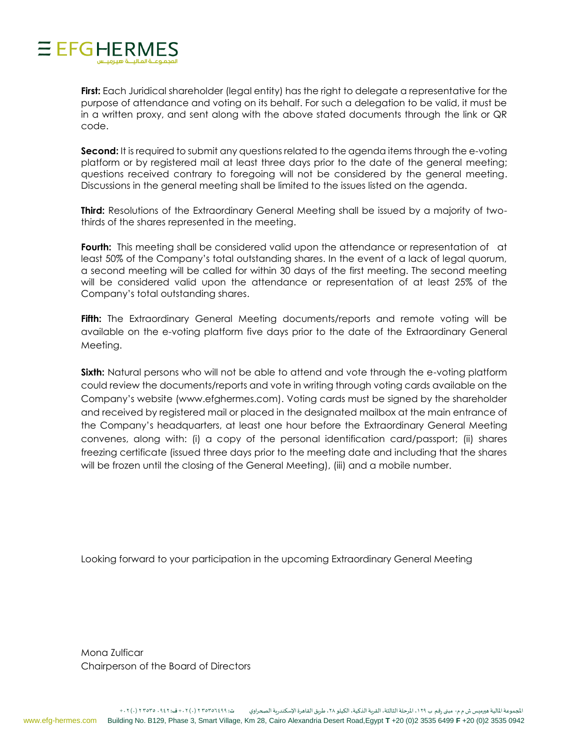**First:** Each Juridical shareholder (legal entity) has the right to delegate a representative for the purpose of attendance and voting on its behalf. For such a delegation to be valid, it must be in a written proxy, and sent along with the above stated documents through the link or QR code.

**Second:** It is required to submit any questions related to the agenda items through the e-voting platform or by registered mail at least three days prior to the date of the general meeting; questions received contrary to foregoing will not be considered by the general meeting. Discussions in the general meeting shall be limited to the issues listed on the agenda.

**Third:** Resolutions of the Extraordinary General Meeting shall be issued by a majority of two-thirds of the shares represented in the meeting.

**Fourth:** This meeting shall be considered valid upon the attendance or representation of at least 50% of the Company's total outstanding shares. In the event of a lack of legal quorum, a second meeting will be called for within 30 days of the first meeting. The second meeting will be considered valid upon the attendance or representation of at least 25% of the Company's total outstanding shares.

**Fifth:** The Extraordinary General Meeting documents/reports and remote voting will be available on the e-voting platform five days prior to the date of the Extraordinary General Meeting.

**Sixth:** Natural persons who will not be able to attend and vote through the e-voting platform could review the documents/reports and vote in writing through voting cards available on the Company's website (www.efghermes.com). Voting cards must be signed by the shareholder and received by registered mail or placed in the designated mailbox at the main entrance of the Company's headquarters, at least one hour before the Extraordinary General Meeting convenes, along with: (i) a copy of the personal identification card/passport; (ii) shares freezing certificate (issued three days prior to the meeting date and including that the shares will be frozen until the closing of the General Meeting), (iii) and a mobile number.

Looking forward to your participation in the upcoming Extraordinary General Meeting

Mona Zulficar
Chairperson of the Board of Directors